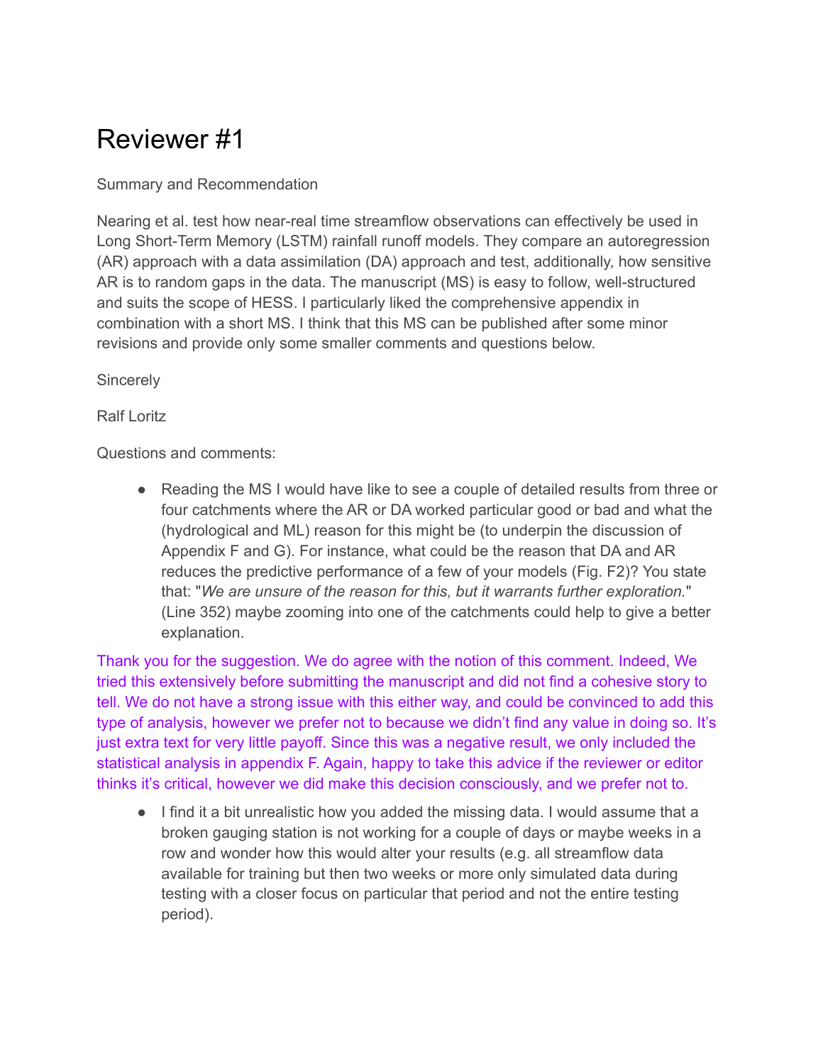# Reviewer #1

Summary and Recommendation

Nearing et al. test how near-real time streamflow observations can effectively be used in Long Short-Term Memory (LSTM) rainfall runoff models. They compare an autoregression (AR) approach with a data assimilation (DA) approach and test, additionally, how sensitive AR is to random gaps in the data. The manuscript (MS) is easy to follow, well-structured and suits the scope of HESS. I particularly liked the comprehensive appendix in combination with a short MS. I think that this MS can be published after some minor revisions and provide only some smaller comments and questions below.

Sincerely

Ralf Loritz

Questions and comments:

- Reading the MS I would have like to see a couple of detailed results from three or four catchments where the AR or DA worked particular good or bad and what the (hydrological and ML) reason for this might be (to underpin the discussion of Appendix F and G). For instance, what could be the reason that DA and AR reduces the predictive performance of a few of your models (Fig. F2)? You state that: "*We are unsure of the reason for this, but it warrants further exploration.*" (Line 352) maybe zooming into one of the catchments could help to give a better explanation.

Thank you for the suggestion. We do agree with the notion of this comment. Indeed, We tried this extensively before submitting the manuscript and did not find a cohesive story to tell. We do not have a strong issue with this either way, and could be convinced to add this type of analysis, however we prefer not to because we didn't find any value in doing so. It's just extra text for very little payoff. Since this was a negative result, we only included the statistical analysis in appendix F. Again, happy to take this advice if the reviewer or editor thinks it's critical, however we did make this decision consciously, and we prefer not to.

- I find it a bit unrealistic how you added the missing data. I would assume that a broken gauging station is not working for a couple of days or maybe weeks in a row and wonder how this would alter your results (e.g. all streamflow data available for training but then two weeks or more only simulated data during testing with a closer focus on particular that period and not the entire testing period).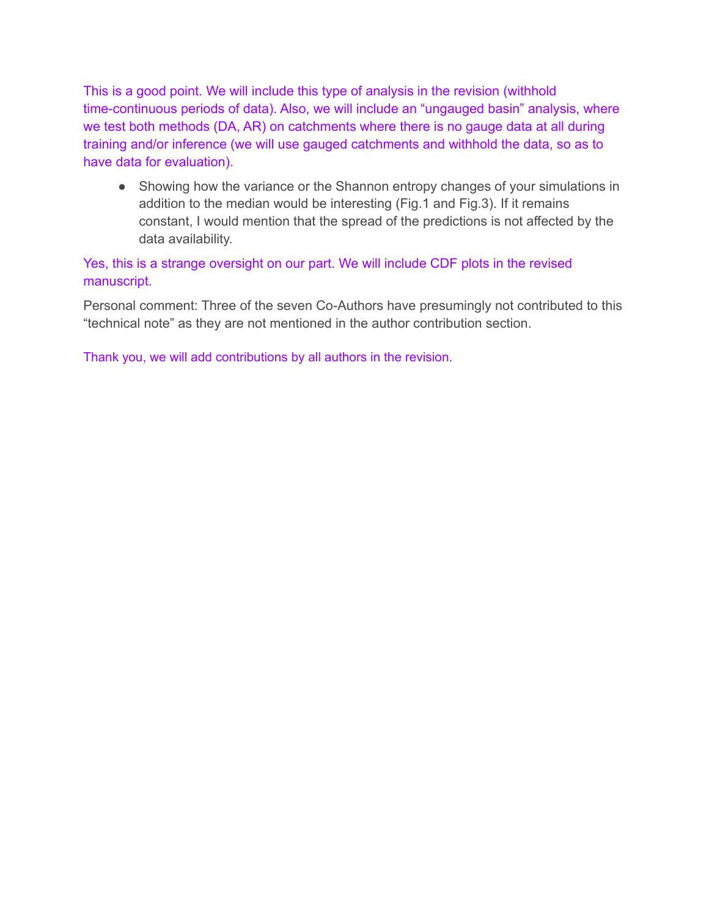This is a good point. We will include this type of analysis in the revision (withhold time-continuous periods of data). Also, we will include an "ungauged basin" analysis, where we test both methods (DA, AR) on catchments where there is no gauge data at all during training and/or inference (we will use gauged catchments and withhold the data, so as to have data for evaluation).

- Showing how the variance or the Shannon entropy changes of your simulations in addition to the median would be interesting (Fig.1 and Fig.3). If it remains constant, I would mention that the spread of the predictions is not affected by the data availability.

Yes, this is a strange oversight on our part. We will include CDF plots in the revised manuscript.

Personal comment: Three of the seven Co-Authors have presumingly not contributed to this "technical note" as they are not mentioned in the author contribution section.

Thank you, we will add contributions by all authors in the revision.